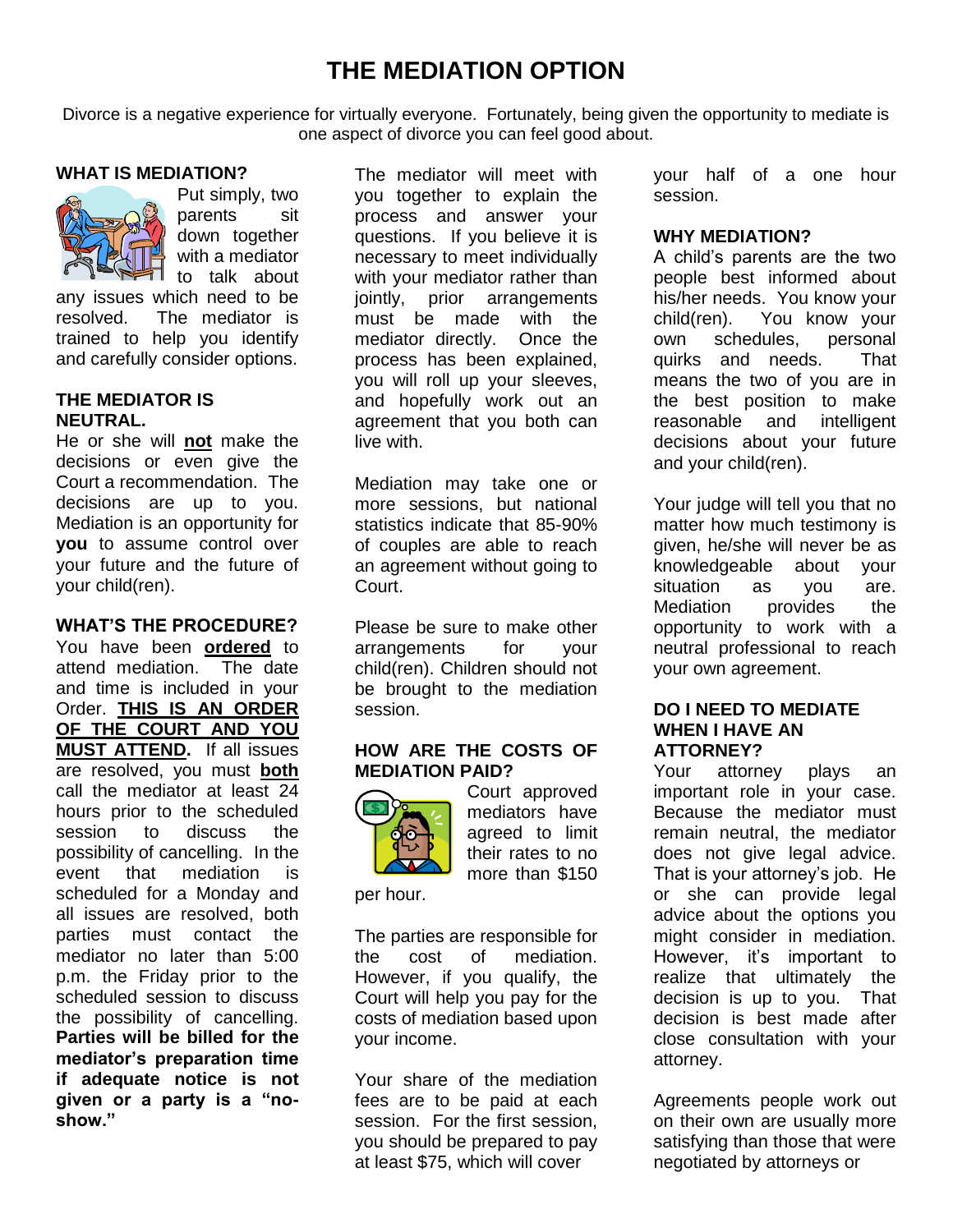# THE MEDIATION OPTION

Divorce is a negative experience for virtually everyone. Fortunately, being given the opportunity to mediate is one aspect of divorce you can feel good about.

## WHAT IS MEDIATION?

Put simply, two parents sit down together with a mediator to talk about any issues which need to be resolved. The mediator is trained to help you identify and carefully consider options.

## THE MEDIATOR IS NEUTRAL.

He or she will **not** make the decisions or even give the Court a recommendation. The decisions are up to you. Mediation is an opportunity for **you** to assume control over your future and the future of your child(ren).

## WHAT'S THE PROCEDURE?

You have been **ordered** to attend mediation. The date and time is included in your Order. **THIS IS AN ORDER OF THE COURT AND YOU MUST ATTEND.** If all issues are resolved, you must **both** call the mediator at least 24 hours prior to the scheduled session to discuss the possibility of cancelling. In the event that mediation is scheduled for a Monday and all issues are resolved, both parties must contact the mediator no later than 5:00 p.m. the Friday prior to the scheduled session to discuss the possibility of cancelling. **Parties will be billed for the mediator's preparation time if adequate notice is not given or a party is a "no-show."**

The mediator will meet with you together to explain the process and answer your questions. If you believe it is necessary to meet individually with your mediator rather than jointly, prior arrangements must be made with the mediator directly. Once the process has been explained, you will roll up your sleeves, and hopefully work out an agreement that you both can live with.

Mediation may take one or more sessions, but national statistics indicate that 85-90% of couples are able to reach an agreement without going to Court.

Please be sure to make other arrangements for your child(ren). Children should not be brought to the mediation session.

## HOW ARE THE COSTS OF MEDIATION PAID?

Court approved mediators have agreed to limit their rates to no more than $150 per hour.

The parties are responsible for the cost of mediation. However, if you qualify, the Court will help you pay for the costs of mediation based upon your income.

Your share of the mediation fees are to be paid at each session. For the first session, you should be prepared to pay at least $75, which will cover your half of a one hour session.

## WHY MEDIATION?

A child's parents are the two people best informed about his/her needs. You know your child(ren). You know your own schedules, personal quirks and needs. That means the two of you are in the best position to make reasonable and intelligent decisions about your future and your child(ren).

Your judge will tell you that no matter how much testimony is given, he/she will never be as knowledgeable about your situation as you are. Mediation provides the opportunity to work with a neutral professional to reach your own agreement.

## DO I NEED TO MEDIATE WHEN I HAVE AN ATTORNEY?

Your attorney plays an important role in your case. Because the mediator must remain neutral, the mediator does not give legal advice. That is your attorney's job. He or she can provide legal advice about the options you might consider in mediation. However, it's important to realize that ultimately the decision is up to you. That decision is best made after close consultation with your attorney.

Agreements people work out on their own are usually more satisfying than those that were negotiated by attorneys or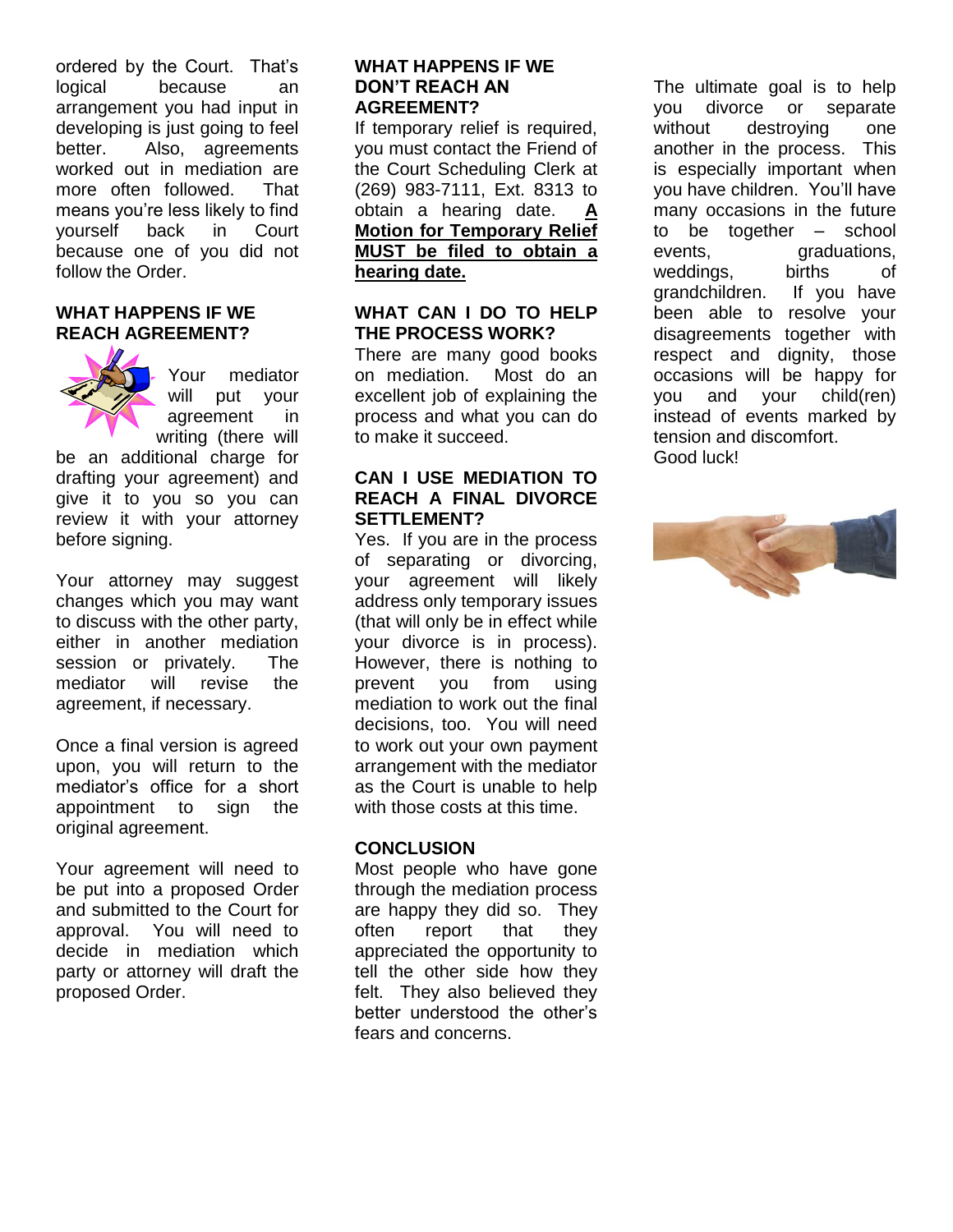ordered by the Court. That's logical because an arrangement you had input in developing is just going to feel better. Also, agreements worked out in mediation are more often followed. That means you're less likely to find yourself back in Court because one of you did not follow the Order.

## WHAT HAPPENS IF WE REACH AGREEMENT?

Your mediator will put your agreement in writing (there will be an additional charge for drafting your agreement) and give it to you so you can review it with your attorney before signing.

Your attorney may suggest changes which you may want to discuss with the other party, either in another mediation session or privately. The mediator will revise the agreement, if necessary.

Once a final version is agreed upon, you will return to the mediator's office for a short appointment to sign the original agreement.

Your agreement will need to be put into a proposed Order and submitted to the Court for approval. You will need to decide in mediation which party or attorney will draft the proposed Order.

## WHAT HAPPENS IF WE DON'T REACH AN AGREEMENT?

If temporary relief is required, you must contact the Friend of the Court Scheduling Clerk at (269) 983-7111, Ext. 8313 to obtain a hearing date. **A Motion for Temporary Relief MUST be filed to obtain a hearing date.**

## WHAT CAN I DO TO HELP THE PROCESS WORK?

There are many good books on mediation. Most do an excellent job of explaining the process and what you can do to make it succeed.

## CAN I USE MEDIATION TO REACH A FINAL DIVORCE SETTLEMENT?

Yes. If you are in the process of separating or divorcing, your agreement will likely address only temporary issues (that will only be in effect while your divorce is in process). However, there is nothing to prevent you from using mediation to work out the final decisions, too. You will need to work out your own payment arrangement with the mediator as the Court is unable to help with those costs at this time.

## CONCLUSION

Most people who have gone through the mediation process are happy they did so. They often report that they appreciated the opportunity to tell the other side how they felt. They also believed they better understood the other's fears and concerns.

The ultimate goal is to help you divorce or separate without destroying one another in the process. This is especially important when you have children. You'll have many occasions in the future to be together – school events, graduations, weddings, births of grandchildren. If you have been able to resolve your disagreements together with respect and dignity, those occasions will be happy for you and your child(ren) instead of events marked by tension and discomfort.

Good luck!